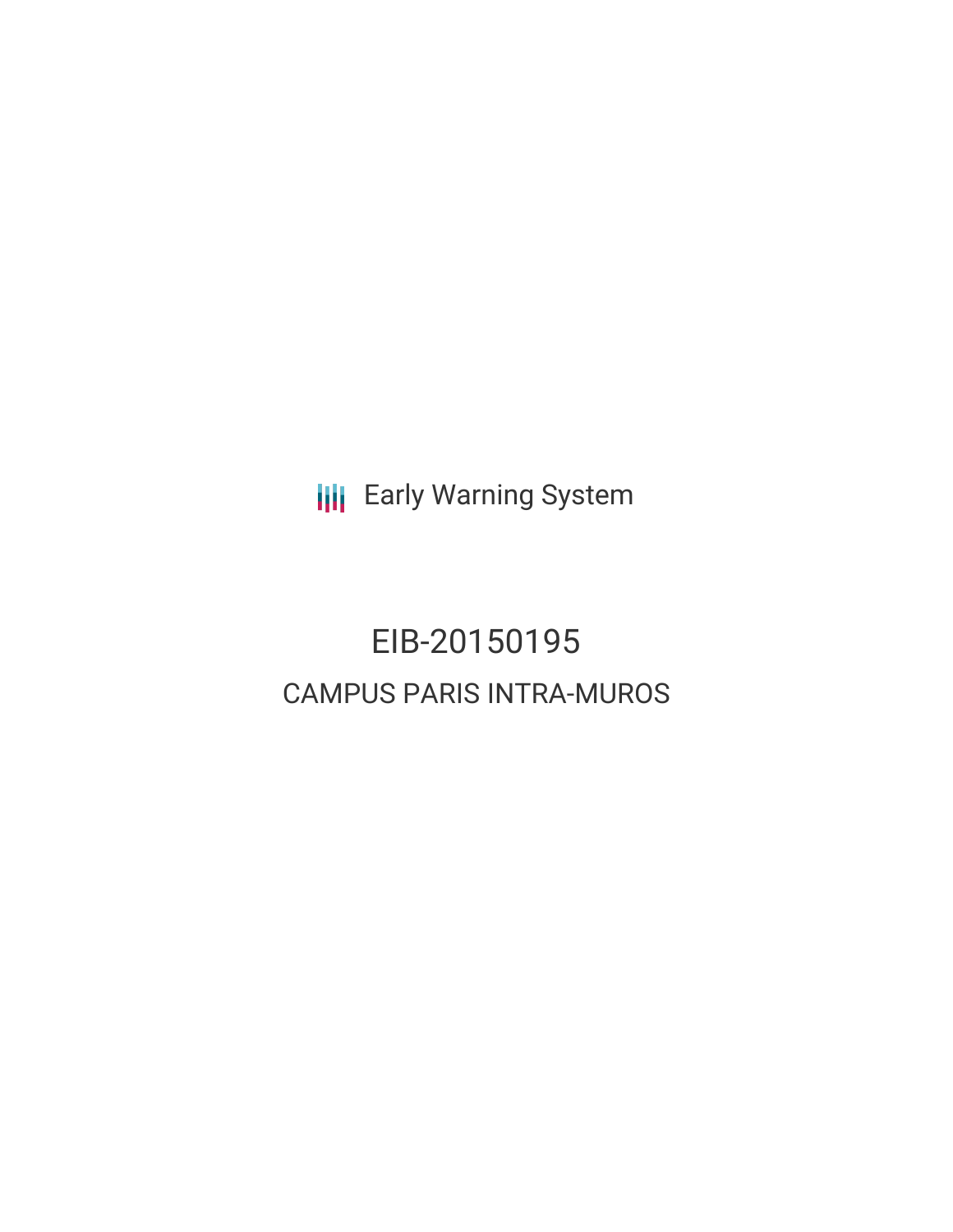Early Warning System

# EIB-20150195

## CAMPUS PARIS INTRA-MUROS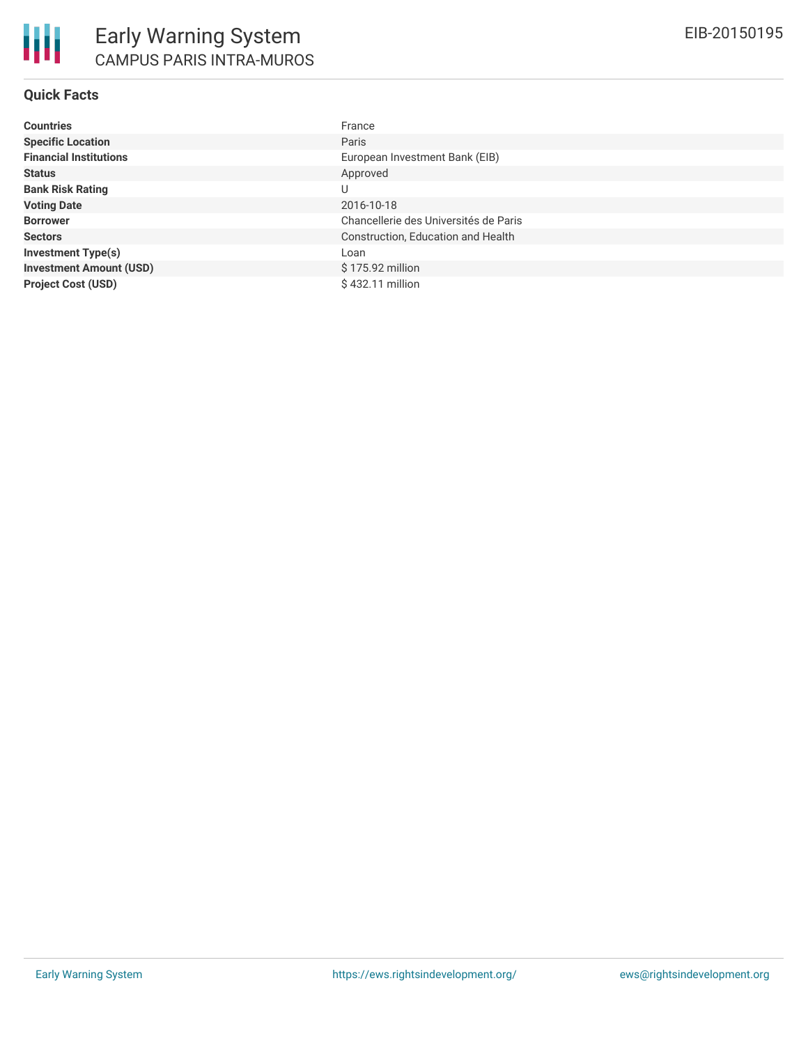# Early Warning System

## CAMPUS PARIS INTRA-MUROS

EIB-20150195

### Quick Facts

| | |
|---|---|
| **Countries** | France |
| **Specific Location** | Paris |
| **Financial Institutions** | European Investment Bank (EIB) |
| **Status** | Approved |
| **Bank Risk Rating** | U |
| **Voting Date** | 2016-10-18 |
| **Borrower** | Chancellerie des Universités de Paris |
| **Sectors** | Construction, Education and Health |
| **Investment Type(s)** | Loan |
| **Investment Amount (USD)** | $ 175.92 million |
| **Project Cost (USD)** | $ 432.11 million |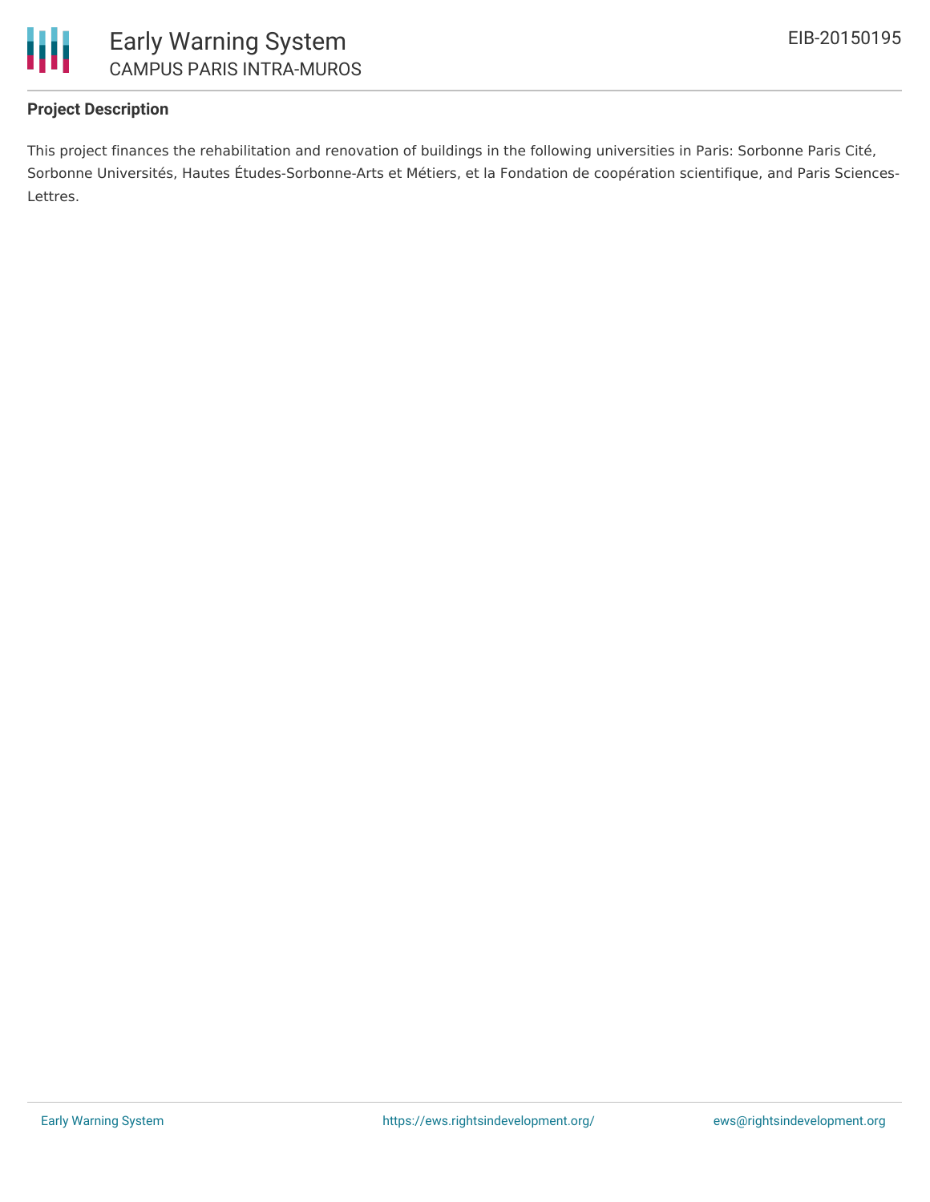### Project Description

This project finances the rehabilitation and renovation of buildings in the following universities in Paris: Sorbonne Paris Cité, Sorbonne Universités, Hautes Études-Sorbonne-Arts et Métiers, et la Fondation de coopération scientifique, and Paris Sciences-Lettres.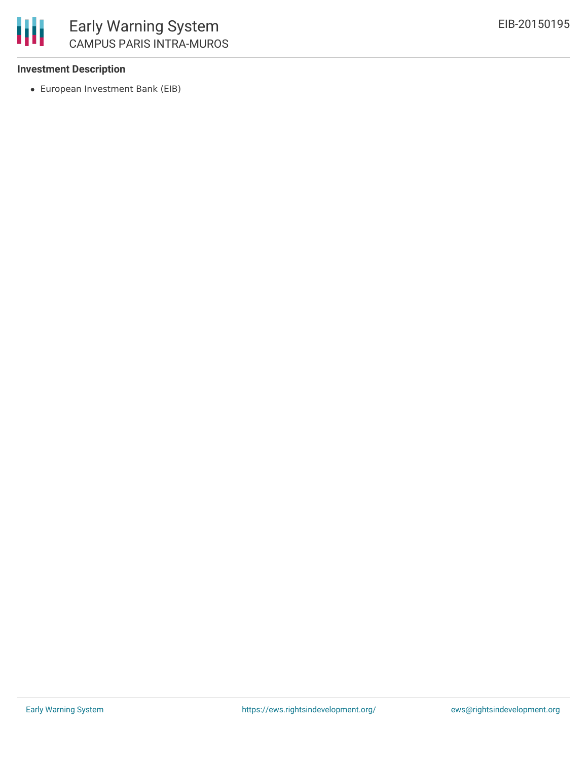### Investment Description

- European Investment Bank (EIB)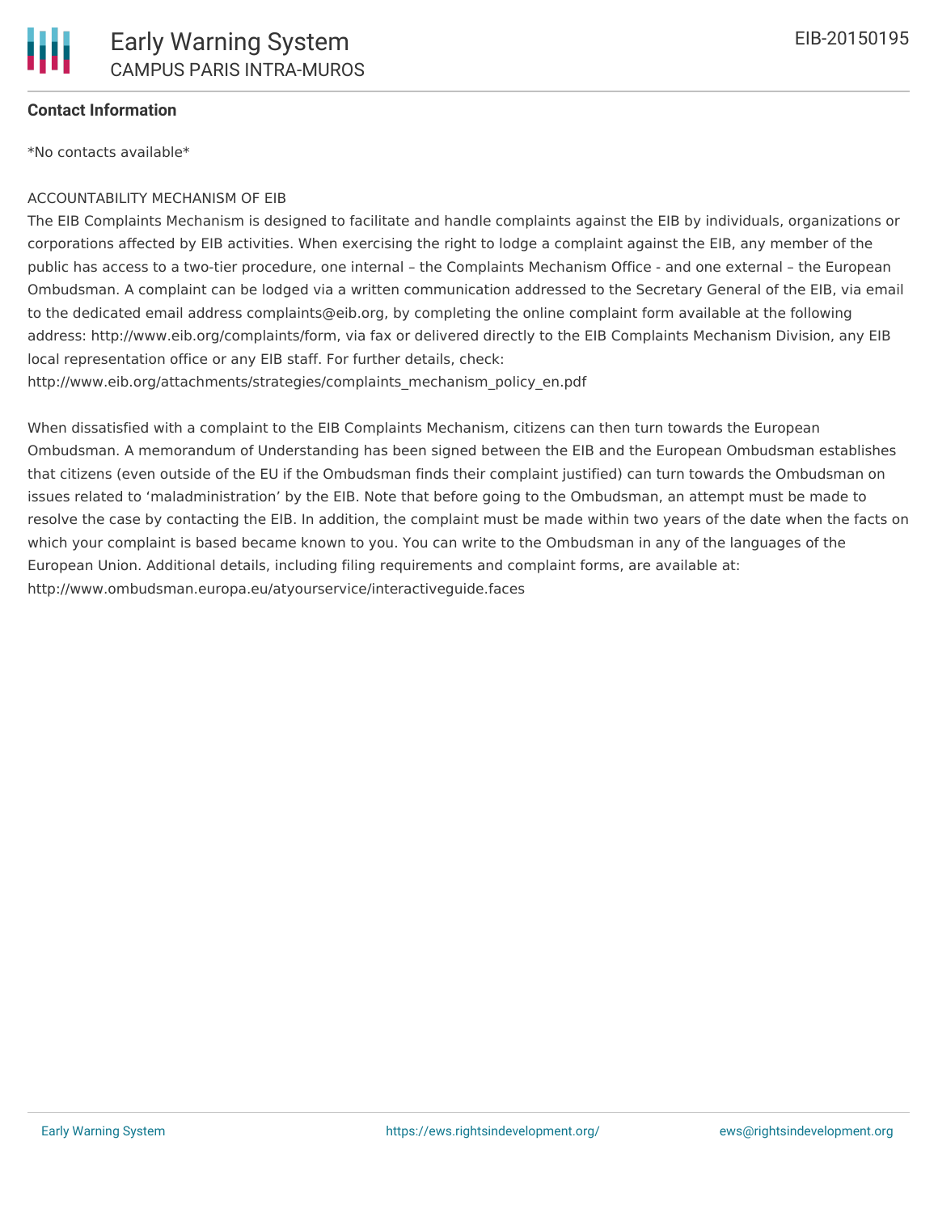**Contact Information**

*No contacts available*

ACCOUNTABILITY MECHANISM OF EIB

The EIB Complaints Mechanism is designed to facilitate and handle complaints against the EIB by individuals, organizations or corporations affected by EIB activities. When exercising the right to lodge a complaint against the EIB, any member of the public has access to a two-tier procedure, one internal – the Complaints Mechanism Office - and one external – the European Ombudsman. A complaint can be lodged via a written communication addressed to the Secretary General of the EIB, via email to the dedicated email address complaints@eib.org, by completing the online complaint form available at the following address: http://www.eib.org/complaints/form, via fax or delivered directly to the EIB Complaints Mechanism Division, any EIB local representation office or any EIB staff. For further details, check: http://www.eib.org/attachments/strategies/complaints_mechanism_policy_en.pdf

When dissatisfied with a complaint to the EIB Complaints Mechanism, citizens can then turn towards the European Ombudsman. A memorandum of Understanding has been signed between the EIB and the European Ombudsman establishes that citizens (even outside of the EU if the Ombudsman finds their complaint justified) can turn towards the Ombudsman on issues related to 'maladministration' by the EIB. Note that before going to the Ombudsman, an attempt must be made to resolve the case by contacting the EIB. In addition, the complaint must be made within two years of the date when the facts on which your complaint is based became known to you. You can write to the Ombudsman in any of the languages of the European Union. Additional details, including filing requirements and complaint forms, are available at: http://www.ombudsman.europa.eu/atyourservice/interactiveguide.faces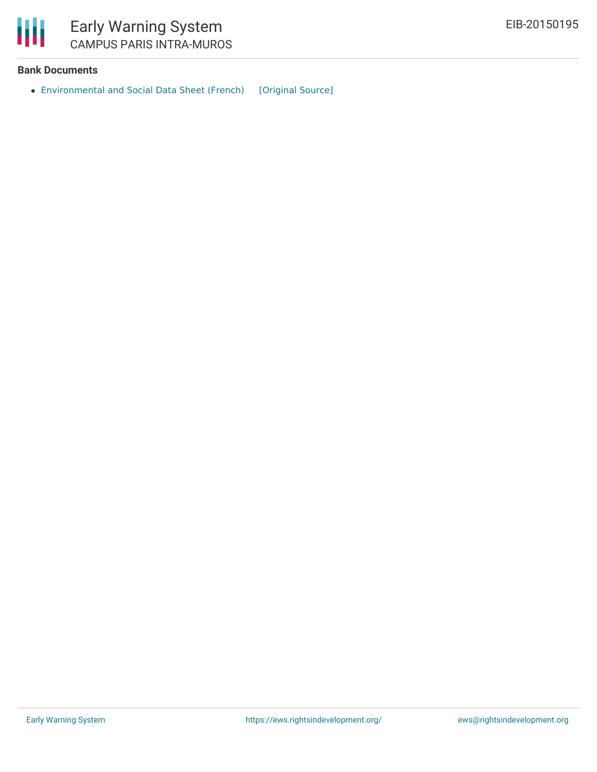**Bank Documents**

- Environmental and Social Data Sheet (French) [Original Source]